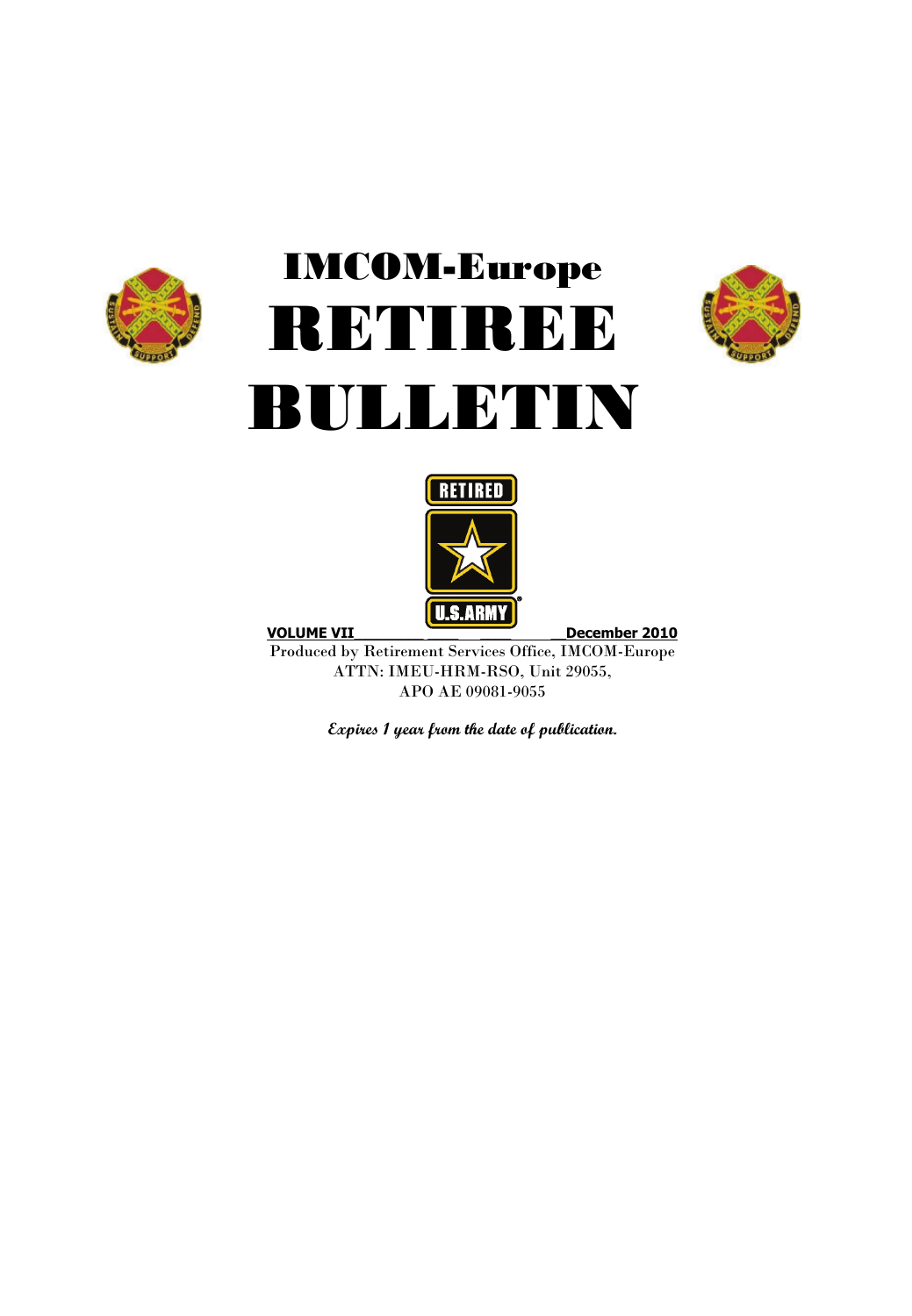# IMCOM-Europe

# RETIREE BULLETIN

RETIRED

U.S.ARMY

**VOLUME VII** **December 2010**

Produced by Retirement Services Office, IMCOM-Europe
ATTN: IMEU-HRM-RSO, Unit 29055,
APO AE 09081-9055

***Expires 1 year from the date of publication.***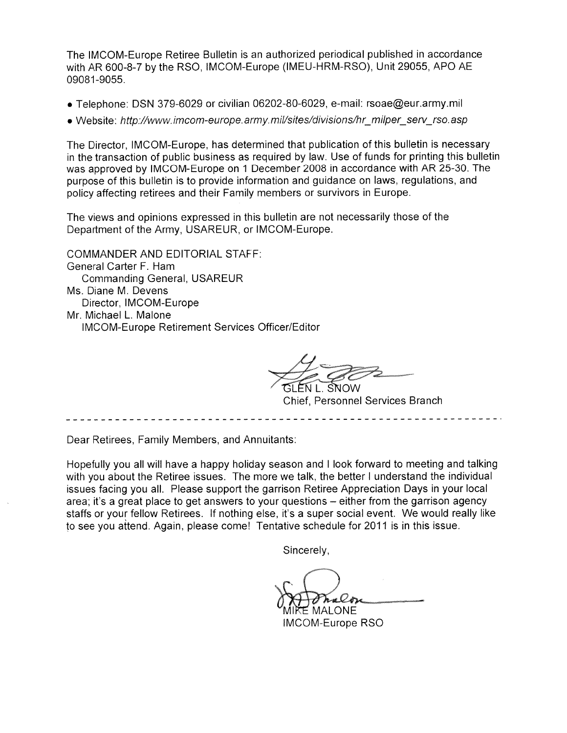The IMCOM-Europe Retiree Bulletin is an authorized periodical published in accordance with AR 600-8-7 by the RSO, IMCOM-Europe (IMEU-HRM-RSO), Unit 29055, APO AE 09081-9055.

- Telephone: DSN 379-6029 or civilian 06202-80-6029, e-mail: rsoae@eur.army.mil
- Website: *http://www.imcom-europe.army.mil/sites/divisions/hr_milper_serv_rso.asp*

The Director, IMCOM-Europe, has determined that publication of this bulletin is necessary in the transaction of public business as required by law. Use of funds for printing this bulletin was approved by IMCOM-Europe on 1 December 2008 in accordance with AR 25-30. The purpose of this bulletin is to provide information and guidance on laws, regulations, and policy affecting retirees and their Family members or survivors in Europe.

The views and opinions expressed in this bulletin are not necessarily those of the Department of the Army, USAREUR, or IMCOM-Europe.

COMMANDER AND EDITORIAL STAFF:
General Carter F. Ham
Commanding General, USAREUR
Ms. Diane M. Devens
Director, IMCOM-Europe
Mr. Michael L. Malone
IMCOM-Europe Retirement Services Officer/Editor

GLEN L. SNOW
Chief, Personnel Services Branch

---

Dear Retirees, Family Members, and Annuitants:

Hopefully you all will have a happy holiday season and I look forward to meeting and talking with you about the Retiree issues. The more we talk, the better I understand the individual issues facing you all. Please support the garrison Retiree Appreciation Days in your local area; it's a great place to get answers to your questions – either from the garrison agency staffs or your fellow Retirees. If nothing else, it's a super social event. We would really like to see you attend. Again, please come! Tentative schedule for 2011 is in this issue.

Sincerely,

MIKE MALONE
IMCOM-Europe RSO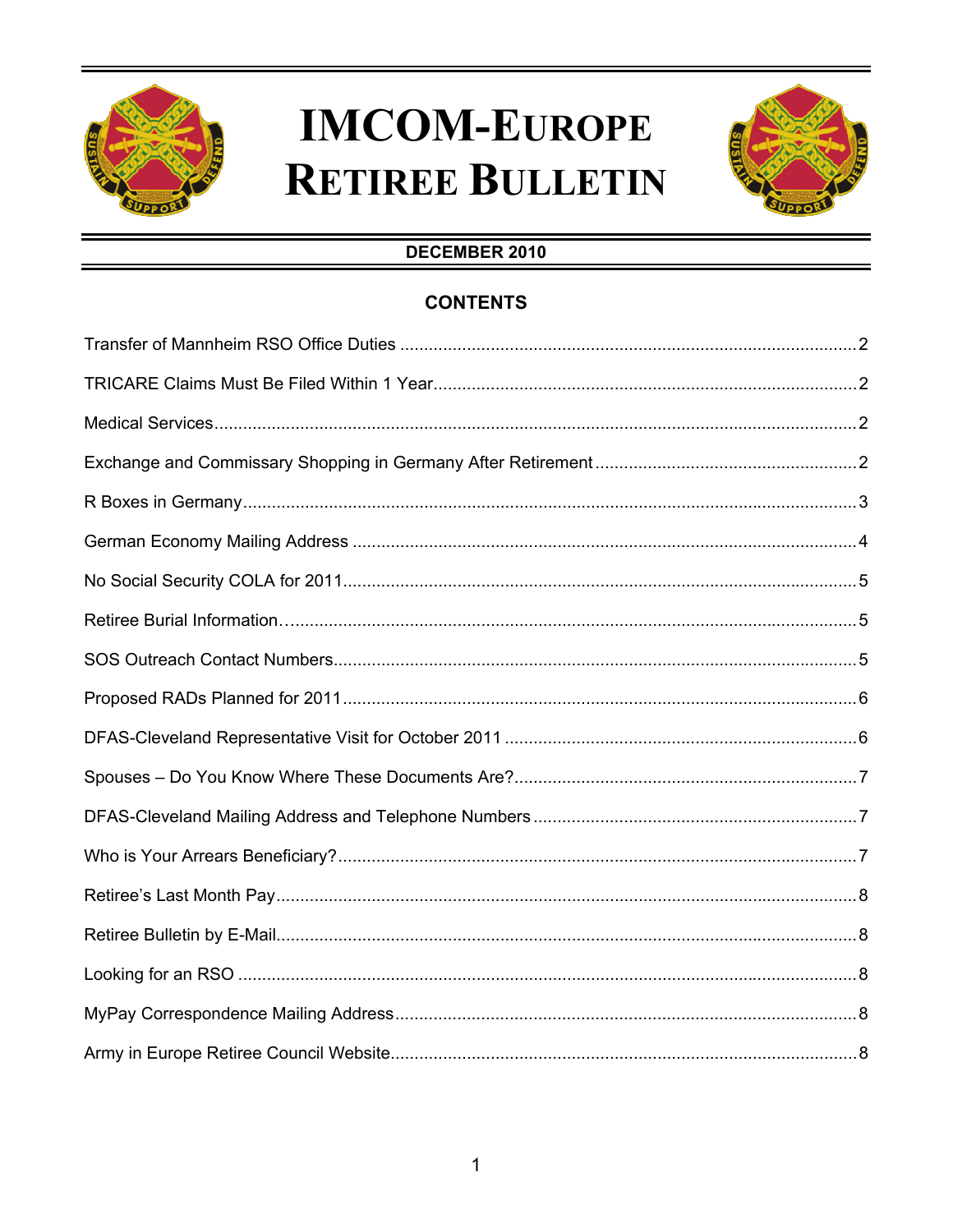# IMCOM-EUROPE RETIREE BULLETIN

**DECEMBER 2010**

## CONTENTS

Transfer of Mannheim RSO Office Duties ........ 2

TRICARE Claims Must Be Filed Within 1 Year ........ 2

Medical Services ........ 2

Exchange and Commissary Shopping in Germany After Retirement ........ 2

R Boxes in Germany ........ 3

German Economy Mailing Address ........ 4

No Social Security COLA for 2011 ........ 5

Retiree Burial Information… ........ 5

SOS Outreach Contact Numbers ........ 5

Proposed RADs Planned for 2011 ........ 6

DFAS-Cleveland Representative Visit for October 2011 ........ 6

Spouses – Do You Know Where These Documents Are? ........ 7

DFAS-Cleveland Mailing Address and Telephone Numbers ........ 7

Who is Your Arrears Beneficiary? ........ 7

Retiree's Last Month Pay ........ 8

Retiree Bulletin by E-Mail ........ 8

Looking for an RSO ........ 8

MyPay Correspondence Mailing Address ........ 8

Army in Europe Retiree Council Website ........ 8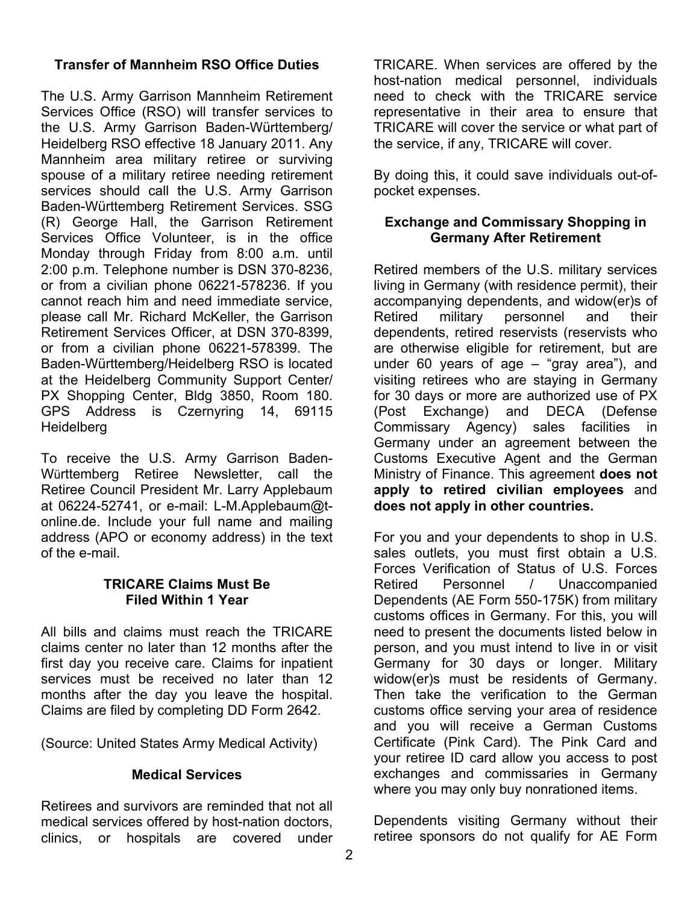### Transfer of Mannheim RSO Office Duties

The U.S. Army Garrison Mannheim Retirement Services Office (RSO) will transfer services to the U.S. Army Garrison Baden-Württemberg/ Heidelberg RSO effective 18 January 2011. Any Mannheim area military retiree or surviving spouse of a military retiree needing retirement services should call the U.S. Army Garrison Baden-Württemberg Retirement Services. SSG (R) George Hall, the Garrison Retirement Services Office Volunteer, is in the office Monday through Friday from 8:00 a.m. until 2:00 p.m. Telephone number is DSN 370-8236, or from a civilian phone 06221-578236. If you cannot reach him and need immediate service, please call Mr. Richard McKeller, the Garrison Retirement Services Officer, at DSN 370-8399, or from a civilian phone 06221-578399. The Baden-Württemberg/Heidelberg RSO is located at the Heidelberg Community Support Center/ PX Shopping Center, Bldg 3850, Room 180. GPS Address is Czernyring 14, 69115 Heidelberg

To receive the U.S. Army Garrison Baden-Württemberg Retiree Newsletter, call the Retiree Council President Mr. Larry Applebaum at 06224-52741, or e-mail: L-M.Applebaum@t-online.de. Include your full name and mailing address (APO or economy address) in the text of the e-mail.

### TRICARE Claims Must Be Filed Within 1 Year

All bills and claims must reach the TRICARE claims center no later than 12 months after the first day you receive care. Claims for inpatient services must be received no later than 12 months after the day you leave the hospital. Claims are filed by completing DD Form 2642.

(Source: United States Army Medical Activity)

### Medical Services

Retirees and survivors are reminded that not all medical services offered by host-nation doctors, clinics, or hospitals are covered under TRICARE. When services are offered by the host-nation medical personnel, individuals need to check with the TRICARE service representative in their area to ensure that TRICARE will cover the service or what part of the service, if any, TRICARE will cover.

By doing this, it could save individuals out-of-pocket expenses.

### Exchange and Commissary Shopping in Germany After Retirement

Retired members of the U.S. military services living in Germany (with residence permit), their accompanying dependents, and widow(er)s of Retired military personnel and their dependents, retired reservists (reservists who are otherwise eligible for retirement, but are under 60 years of age – "gray area"), and visiting retirees who are staying in Germany for 30 days or more are authorized use of PX (Post Exchange) and DECA (Defense Commissary Agency) sales facilities in Germany under an agreement between the Customs Executive Agent and the German Ministry of Finance. This agreement **does not apply to retired civilian employees** and **does not apply in other countries.**

For you and your dependents to shop in U.S. sales outlets, you must first obtain a U.S. Forces Verification of Status of U.S. Forces Retired Personnel / Unaccompanied Dependents (AE Form 550-175K) from military customs offices in Germany. For this, you will need to present the documents listed below in person, and you must intend to live in or visit Germany for 30 days or longer. Military widow(er)s must be residents of Germany. Then take the verification to the German customs office serving your area of residence and you will receive a German Customs Certificate (Pink Card). The Pink Card and your retiree ID card allow you access to post exchanges and commissaries in Germany where you may only buy nonrationed items.

Dependents visiting Germany without their retiree sponsors do not qualify for AE Form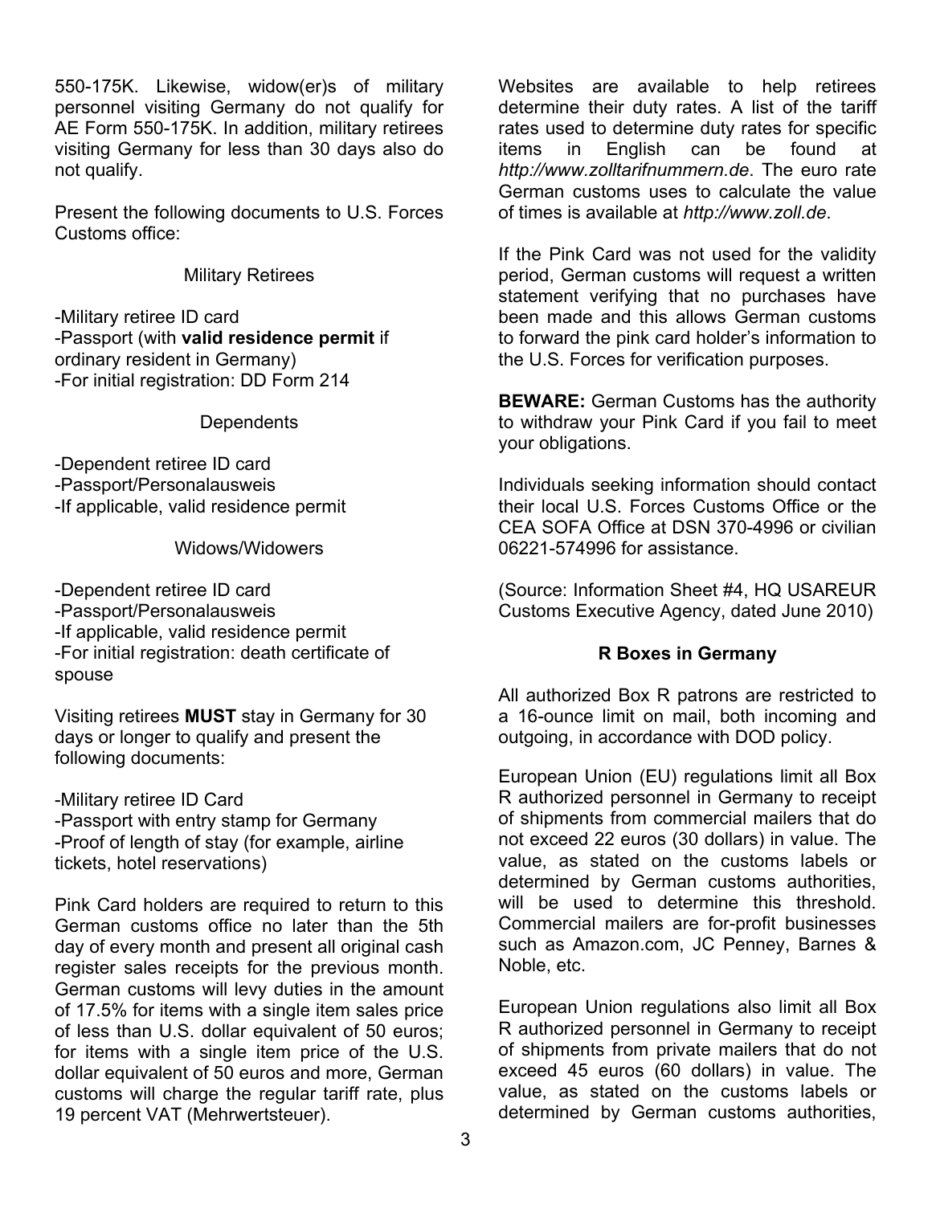550-175K. Likewise, widow(er)s of military personnel visiting Germany do not qualify for AE Form 550-175K. In addition, military retirees visiting Germany for less than 30 days also do not qualify.

Present the following documents to U.S. Forces Customs office:

Military Retirees

- Military retiree ID card
- Passport (with **valid residence permit** if ordinary resident in Germany)
- For initial registration: DD Form 214

Dependents

- Dependent retiree ID card
- Passport/Personalausweis
- If applicable, valid residence permit

Widows/Widowers

- Dependent retiree ID card
- Passport/Personalausweis
- If applicable, valid residence permit
- For initial registration: death certificate of spouse

Visiting retirees **MUST** stay in Germany for 30 days or longer to qualify and present the following documents:

- Military retiree ID Card
- Passport with entry stamp for Germany
- Proof of length of stay (for example, airline tickets, hotel reservations)

Pink Card holders are required to return to this German customs office no later than the 5th day of every month and present all original cash register sales receipts for the previous month. German customs will levy duties in the amount of 17.5% for items with a single item sales price of less than U.S. dollar equivalent of 50 euros; for items with a single item price of the U.S. dollar equivalent of 50 euros and more, German customs will charge the regular tariff rate, plus 19 percent VAT (Mehrwertsteuer).

Websites are available to help retirees determine their duty rates. A list of the tariff rates used to determine duty rates for specific items in English can be found at *http://www.zolltarifnummern.de*. The euro rate German customs uses to calculate the value of times is available at *http://www.zoll.de*.

If the Pink Card was not used for the validity period, German customs will request a written statement verifying that no purchases have been made and this allows German customs to forward the pink card holder's information to the U.S. Forces for verification purposes.

**BEWARE:** German Customs has the authority to withdraw your Pink Card if you fail to meet your obligations.

Individuals seeking information should contact their local U.S. Forces Customs Office or the CEA SOFA Office at DSN 370-4996 or civilian 06221-574996 for assistance.

(Source: Information Sheet #4, HQ USAREUR Customs Executive Agency, dated June 2010)

## R Boxes in Germany

All authorized Box R patrons are restricted to a 16-ounce limit on mail, both incoming and outgoing, in accordance with DOD policy.

European Union (EU) regulations limit all Box R authorized personnel in Germany to receipt of shipments from commercial mailers that do not exceed 22 euros (30 dollars) in value. The value, as stated on the customs labels or determined by German customs authorities, will be used to determine this threshold. Commercial mailers are for-profit businesses such as Amazon.com, JC Penney, Barnes & Noble, etc.

European Union regulations also limit all Box R authorized personnel in Germany to receipt of shipments from private mailers that do not exceed 45 euros (60 dollars) in value. The value, as stated on the customs labels or determined by German customs authorities,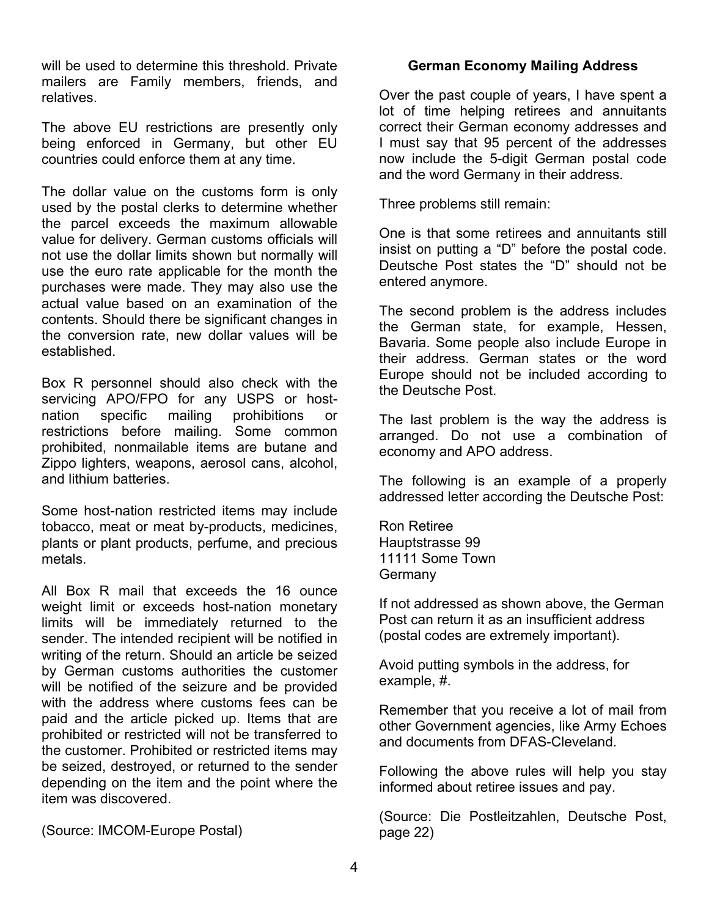will be used to determine this threshold. Private mailers are Family members, friends, and relatives.

The above EU restrictions are presently only being enforced in Germany, but other EU countries could enforce them at any time.

The dollar value on the customs form is only used by the postal clerks to determine whether the parcel exceeds the maximum allowable value for delivery. German customs officials will not use the dollar limits shown but normally will use the euro rate applicable for the month the purchases were made. They may also use the actual value based on an examination of the contents. Should there be significant changes in the conversion rate, new dollar values will be established.

Box R personnel should also check with the servicing APO/FPO for any USPS or host-nation specific mailing prohibitions or restrictions before mailing. Some common prohibited, nonmailable items are butane and Zippo lighters, weapons, aerosol cans, alcohol, and lithium batteries.

Some host-nation restricted items may include tobacco, meat or meat by-products, medicines, plants or plant products, perfume, and precious metals.

All Box R mail that exceeds the 16 ounce weight limit or exceeds host-nation monetary limits will be immediately returned to the sender. The intended recipient will be notified in writing of the return. Should an article be seized by German customs authorities the customer will be notified of the seizure and be provided with the address where customs fees can be paid and the article picked up. Items that are prohibited or restricted will not be transferred to the customer. Prohibited or restricted items may be seized, destroyed, or returned to the sender depending on the item and the point where the item was discovered.

(Source: IMCOM-Europe Postal)

**German Economy Mailing Address**

Over the past couple of years, I have spent a lot of time helping retirees and annuitants correct their German economy addresses and I must say that 95 percent of the addresses now include the 5-digit German postal code and the word Germany in their address.

Three problems still remain:

One is that some retirees and annuitants still insist on putting a "D" before the postal code. Deutsche Post states the "D" should not be entered anymore.

The second problem is the address includes the German state, for example, Hessen, Bavaria. Some people also include Europe in their address. German states or the word Europe should not be included according to the Deutsche Post.

The last problem is the way the address is arranged. Do not use a combination of economy and APO address.

The following is an example of a properly addressed letter according the Deutsche Post:

Ron Retiree
Hauptstrasse 99
11111 Some Town
Germany

If not addressed as shown above, the German Post can return it as an insufficient address (postal codes are extremely important).

Avoid putting symbols in the address, for example, #.

Remember that you receive a lot of mail from other Government agencies, like Army Echoes and documents from DFAS-Cleveland.

Following the above rules will help you stay informed about retiree issues and pay.

(Source: Die Postleitzahlen, Deutsche Post, page 22)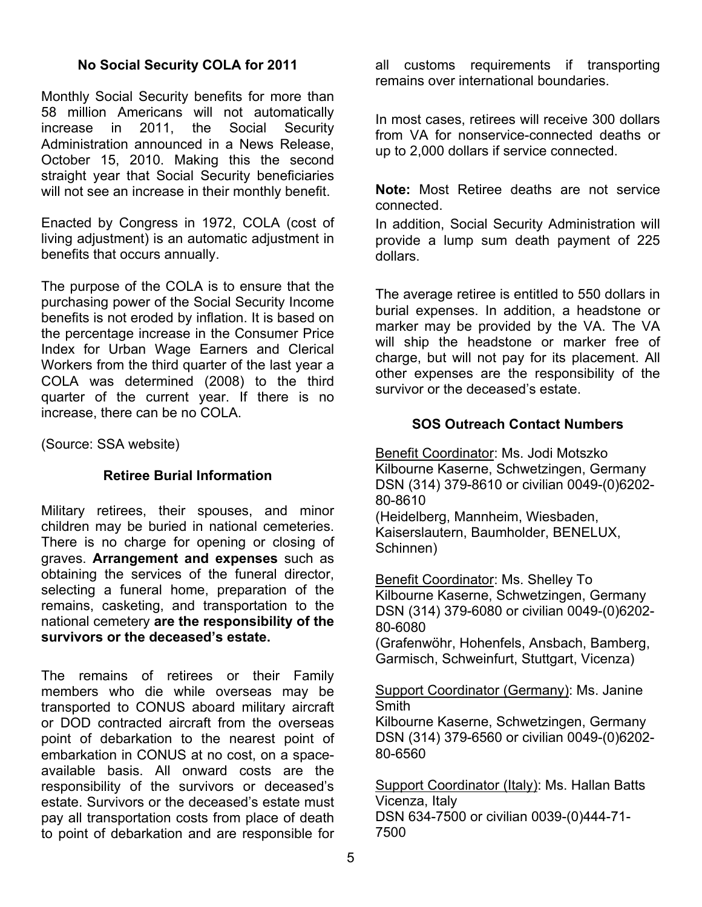## No Social Security COLA for 2011

Monthly Social Security benefits for more than 58 million Americans will not automatically increase in 2011, the Social Security Administration announced in a News Release, October 15, 2010. Making this the second straight year that Social Security beneficiaries will not see an increase in their monthly benefit.

Enacted by Congress in 1972, COLA (cost of living adjustment) is an automatic adjustment in benefits that occurs annually.

The purpose of the COLA is to ensure that the purchasing power of the Social Security Income benefits is not eroded by inflation. It is based on the percentage increase in the Consumer Price Index for Urban Wage Earners and Clerical Workers from the third quarter of the last year a COLA was determined (2008) to the third quarter of the current year. If there is no increase, there can be no COLA.

(Source: SSA website)

## Retiree Burial Information

Military retirees, their spouses, and minor children may be buried in national cemeteries. There is no charge for opening or closing of graves. **Arrangement and expenses** such as obtaining the services of the funeral director, selecting a funeral home, preparation of the remains, casketing, and transportation to the national cemetery **are the responsibility of the survivors or the deceased's estate.**

The remains of retirees or their Family members who die while overseas may be transported to CONUS aboard military aircraft or DOD contracted aircraft from the overseas point of debarkation to the nearest point of embarkation in CONUS at no cost, on a space-available basis. All onward costs are the responsibility of the survivors or deceased's estate. Survivors or the deceased's estate must pay all transportation costs from place of death to point of debarkation and are responsible for all customs requirements if transporting remains over international boundaries.

In most cases, retirees will receive 300 dollars from VA for nonservice-connected deaths or up to 2,000 dollars if service connected.

**Note:** Most Retiree deaths are not service connected.

In addition, Social Security Administration will provide a lump sum death payment of 225 dollars.

The average retiree is entitled to 550 dollars in burial expenses. In addition, a headstone or marker may be provided by the VA. The VA will ship the headstone or marker free of charge, but will not pay for its placement. All other expenses are the responsibility of the survivor or the deceased's estate.

## SOS Outreach Contact Numbers

Benefit Coordinator: Ms. Jodi Motszko
Kilbourne Kaserne, Schwetzingen, Germany
DSN (314) 379-8610 or civilian 0049-(0)6202-80-8610
(Heidelberg, Mannheim, Wiesbaden, Kaiserslautern, Baumholder, BENELUX, Schinnen)

Benefit Coordinator: Ms. Shelley To
Kilbourne Kaserne, Schwetzingen, Germany
DSN (314) 379-6080 or civilian 0049-(0)6202-80-6080
(Grafenwöhr, Hohenfels, Ansbach, Bamberg, Garmisch, Schweinfurt, Stuttgart, Vicenza)

Support Coordinator (Germany): Ms. Janine Smith
Kilbourne Kaserne, Schwetzingen, Germany
DSN (314) 379-6560 or civilian 0049-(0)6202-80-6560

Support Coordinator (Italy): Ms. Hallan Batts
Vicenza, Italy
DSN 634-7500 or civilian 0039-(0)444-71-7500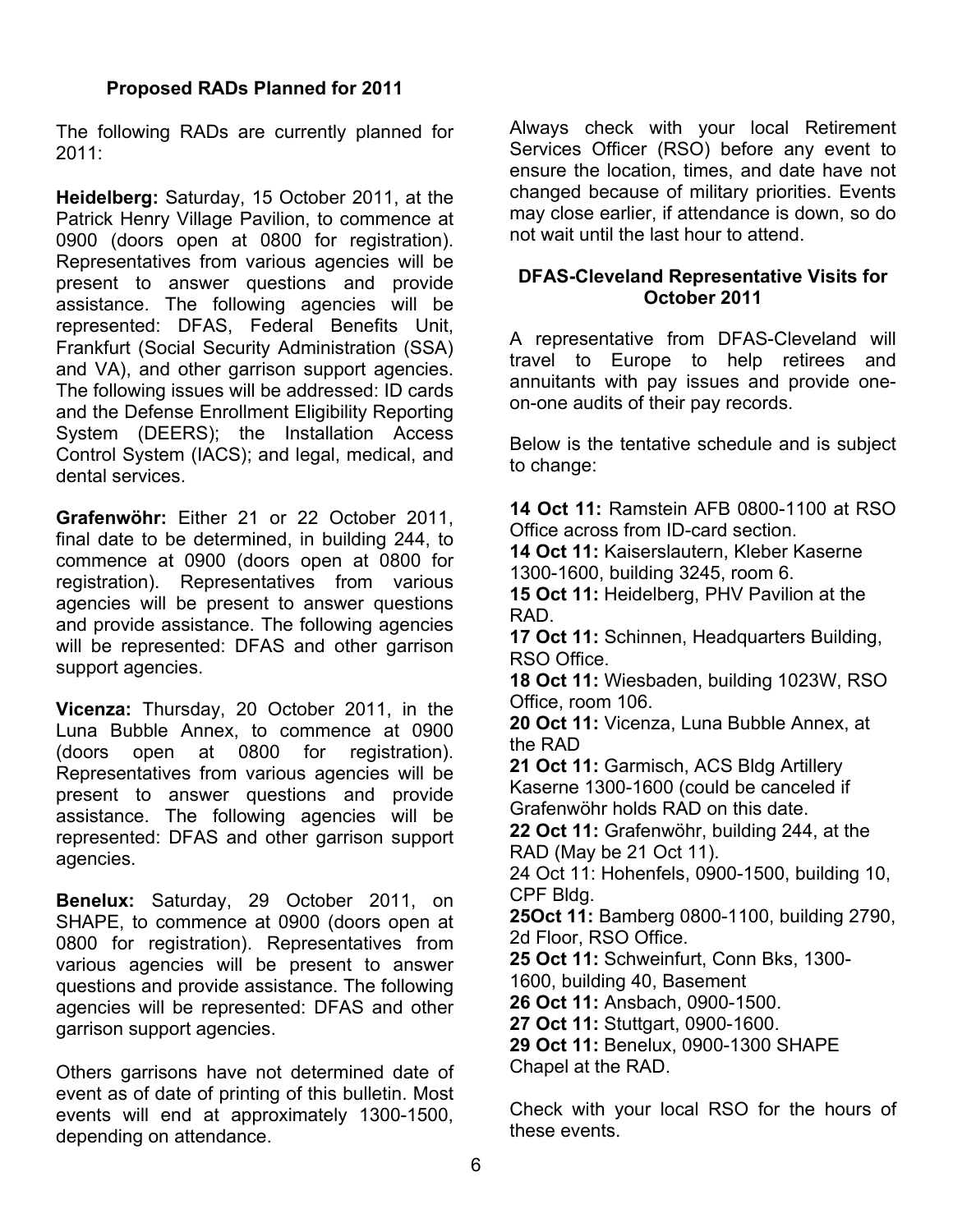### Proposed RADs Planned for 2011

The following RADs are currently planned for 2011:

**Heidelberg:** Saturday, 15 October 2011, at the Patrick Henry Village Pavilion, to commence at 0900 (doors open at 0800 for registration). Representatives from various agencies will be present to answer questions and provide assistance. The following agencies will be represented: DFAS, Federal Benefits Unit, Frankfurt (Social Security Administration (SSA) and VA), and other garrison support agencies. The following issues will be addressed: ID cards and the Defense Enrollment Eligibility Reporting System (DEERS); the Installation Access Control System (IACS); and legal, medical, and dental services.

**Grafenwöhr:** Either 21 or 22 October 2011, final date to be determined, in building 244, to commence at 0900 (doors open at 0800 for registration). Representatives from various agencies will be present to answer questions and provide assistance. The following agencies will be represented: DFAS and other garrison support agencies.

**Vicenza:** Thursday, 20 October 2011, in the Luna Bubble Annex, to commence at 0900 (doors open at 0800 for registration). Representatives from various agencies will be present to answer questions and provide assistance. The following agencies will be represented: DFAS and other garrison support agencies.

**Benelux:** Saturday, 29 October 2011, on SHAPE, to commence at 0900 (doors open at 0800 for registration). Representatives from various agencies will be present to answer questions and provide assistance. The following agencies will be represented: DFAS and other garrison support agencies.

Others garrisons have not determined date of event as of date of printing of this bulletin. Most events will end at approximately 1300-1500, depending on attendance.

Always check with your local Retirement Services Officer (RSO) before any event to ensure the location, times, and date have not changed because of military priorities. Events may close earlier, if attendance is down, so do not wait until the last hour to attend.

### DFAS-Cleveland Representative Visits for October 2011

A representative from DFAS-Cleveland will travel to Europe to help retirees and annuitants with pay issues and provide one-on-one audits of their pay records.

Below is the tentative schedule and is subject to change:

**14 Oct 11:** Ramstein AFB 0800-1100 at RSO Office across from ID-card section.
**14 Oct 11:** Kaiserslautern, Kleber Kaserne 1300-1600, building 3245, room 6.
**15 Oct 11:** Heidelberg, PHV Pavilion at the RAD.
**17 Oct 11:** Schinnen, Headquarters Building, RSO Office.
**18 Oct 11:** Wiesbaden, building 1023W, RSO Office, room 106.
**20 Oct 11:** Vicenza, Luna Bubble Annex, at the RAD
**21 Oct 11:** Garmisch, ACS Bldg Artillery Kaserne 1300-1600 (could be canceled if Grafenwöhr holds RAD on this date.
**22 Oct 11:** Grafenwöhr, building 244, at the RAD (May be 21 Oct 11).
24 Oct 11: Hohenfels, 0900-1500, building 10, CPF Bldg.
**25Oct 11:** Bamberg 0800-1100, building 2790, 2d Floor, RSO Office.
**25 Oct 11:** Schweinfurt, Conn Bks, 1300-1600, building 40, Basement
**26 Oct 11:** Ansbach, 0900-1500.
**27 Oct 11:** Stuttgart, 0900-1600.
**29 Oct 11:** Benelux, 0900-1300 SHAPE Chapel at the RAD.

Check with your local RSO for the hours of these events.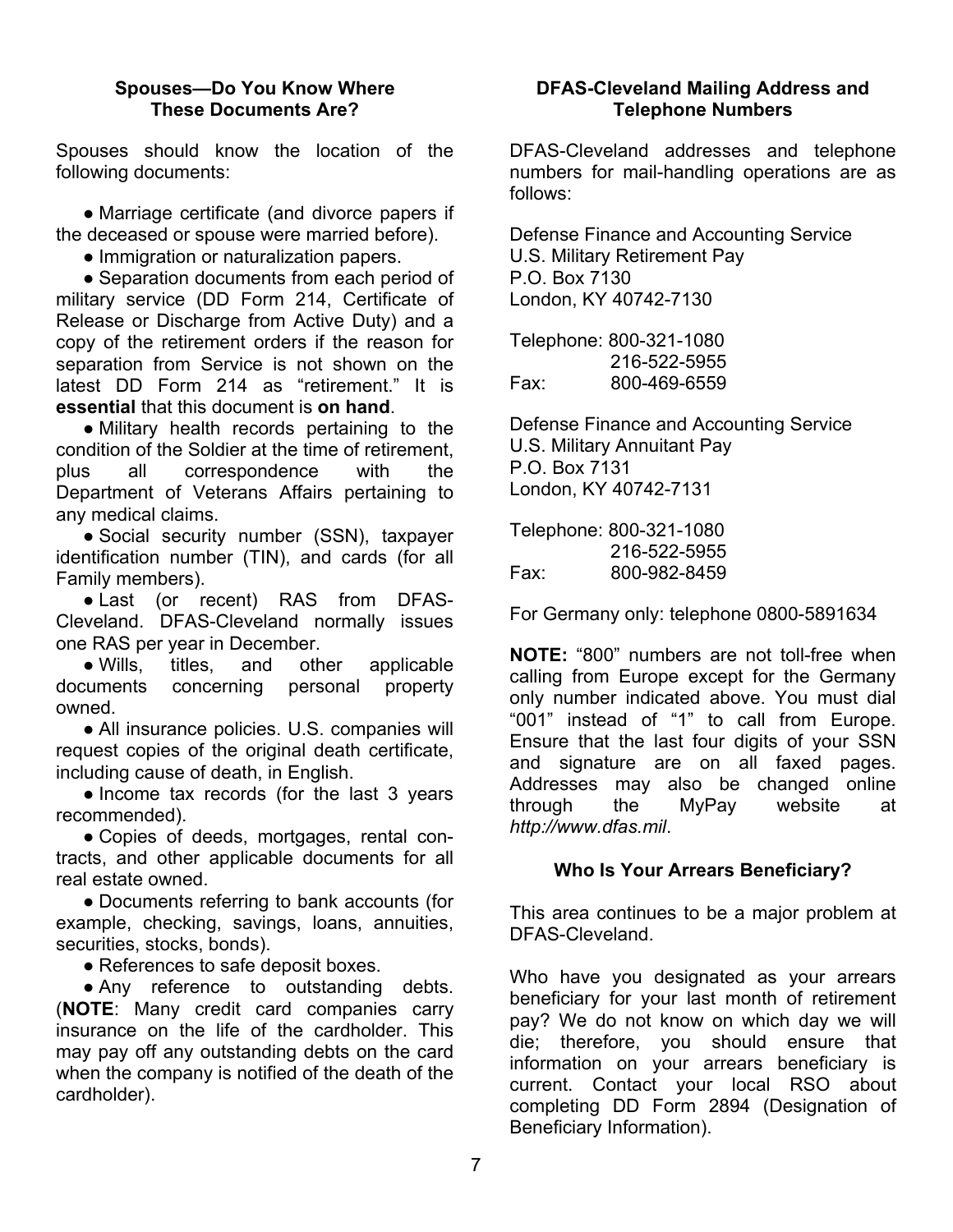## Spouses—Do You Know Where These Documents Are?

Spouses should know the location of the following documents:

- Marriage certificate (and divorce papers if the deceased or spouse were married before).
- Immigration or naturalization papers.
- Separation documents from each period of military service (DD Form 214, Certificate of Release or Discharge from Active Duty) and a copy of the retirement orders if the reason for separation from Service is not shown on the latest DD Form 214 as "retirement." It is **essential** that this document is **on hand**.
- Military health records pertaining to the condition of the Soldier at the time of retirement, plus all correspondence with the Department of Veterans Affairs pertaining to any medical claims.
- Social security number (SSN), taxpayer identification number (TIN), and cards (for all Family members).
- Last (or recent) RAS from DFAS-Cleveland. DFAS-Cleveland normally issues one RAS per year in December.
- Wills, titles, and other applicable documents concerning personal property owned.
- All insurance policies. U.S. companies will request copies of the original death certificate, including cause of death, in English.
- Income tax records (for the last 3 years recommended).
- Copies of deeds, mortgages, rental contracts, and other applicable documents for all real estate owned.
- Documents referring to bank accounts (for example, checking, savings, loans, annuities, securities, stocks, bonds).
- References to safe deposit boxes.
- Any reference to outstanding debts. (**NOTE**: Many credit card companies carry insurance on the life of the cardholder. This may pay off any outstanding debts on the card when the company is notified of the death of the cardholder).

## DFAS-Cleveland Mailing Address and Telephone Numbers

DFAS-Cleveland addresses and telephone numbers for mail-handling operations are as follows:

Defense Finance and Accounting Service
U.S. Military Retirement Pay
P.O. Box 7130
London, KY 40742-7130

Telephone: 800-321-1080
216-522-5955
Fax: 800-469-6559

Defense Finance and Accounting Service
U.S. Military Annuitant Pay
P.O. Box 7131
London, KY 40742-7131

Telephone: 800-321-1080
216-522-5955
Fax: 800-982-8459

For Germany only: telephone 0800-5891634

**NOTE:** "800" numbers are not toll-free when calling from Europe except for the Germany only number indicated above. You must dial "001" instead of "1" to call from Europe. Ensure that the last four digits of your SSN and signature are on all faxed pages. Addresses may also be changed online through the MyPay website at *http://www.dfas.mil*.

## Who Is Your Arrears Beneficiary?

This area continues to be a major problem at DFAS-Cleveland.

Who have you designated as your arrears beneficiary for your last month of retirement pay? We do not know on which day we will die; therefore, you should ensure that information on your arrears beneficiary is current. Contact your local RSO about completing DD Form 2894 (Designation of Beneficiary Information).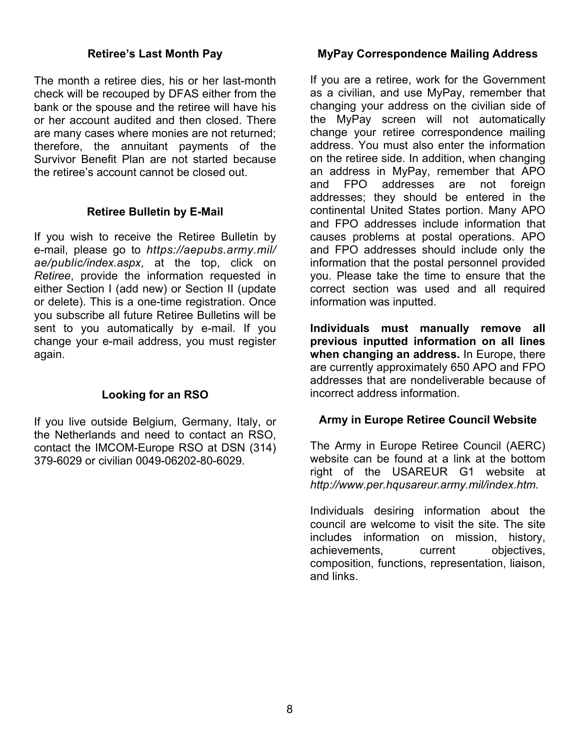## Retiree's Last Month Pay

The month a retiree dies, his or her last-month check will be recouped by DFAS either from the bank or the spouse and the retiree will have his or her account audited and then closed. There are many cases where monies are not returned; therefore, the annuitant payments of the Survivor Benefit Plan are not started because the retiree's account cannot be closed out.

## Retiree Bulletin by E-Mail

If you wish to receive the Retiree Bulletin by e-mail, please go to *https://aepubs.army.mil/ae/public/index.aspx*, at the top, click on *Retiree*, provide the information requested in either Section I (add new) or Section II (update or delete). This is a one-time registration. Once you subscribe all future Retiree Bulletins will be sent to you automatically by e-mail. If you change your e-mail address, you must register again.

## Looking for an RSO

If you live outside Belgium, Germany, Italy, or the Netherlands and need to contact an RSO, contact the IMCOM-Europe RSO at DSN (314) 379-6029 or civilian 0049-06202-80-6029.

## MyPay Correspondence Mailing Address

If you are a retiree, work for the Government as a civilian, and use MyPay, remember that changing your address on the civilian side of the MyPay screen will not automatically change your retiree correspondence mailing address. You must also enter the information on the retiree side. In addition, when changing an address in MyPay, remember that APO and FPO addresses are not foreign addresses; they should be entered in the continental United States portion. Many APO and FPO addresses include information that causes problems at postal operations. APO and FPO addresses should include only the information that the postal personnel provided you. Please take the time to ensure that the correct section was used and all required information was inputted.

**Individuals must manually remove all previous inputted information on all lines when changing an address.** In Europe, there are currently approximately 650 APO and FPO addresses that are nondeliverable because of incorrect address information.

## Army in Europe Retiree Council Website

The Army in Europe Retiree Council (AERC) website can be found at a link at the bottom right of the USAREUR G1 website at *http://www.per.hqusareur.army.mil/index.htm.*

Individuals desiring information about the council are welcome to visit the site. The site includes information on mission, history, achievements, current objectives, composition, functions, representation, liaison, and links.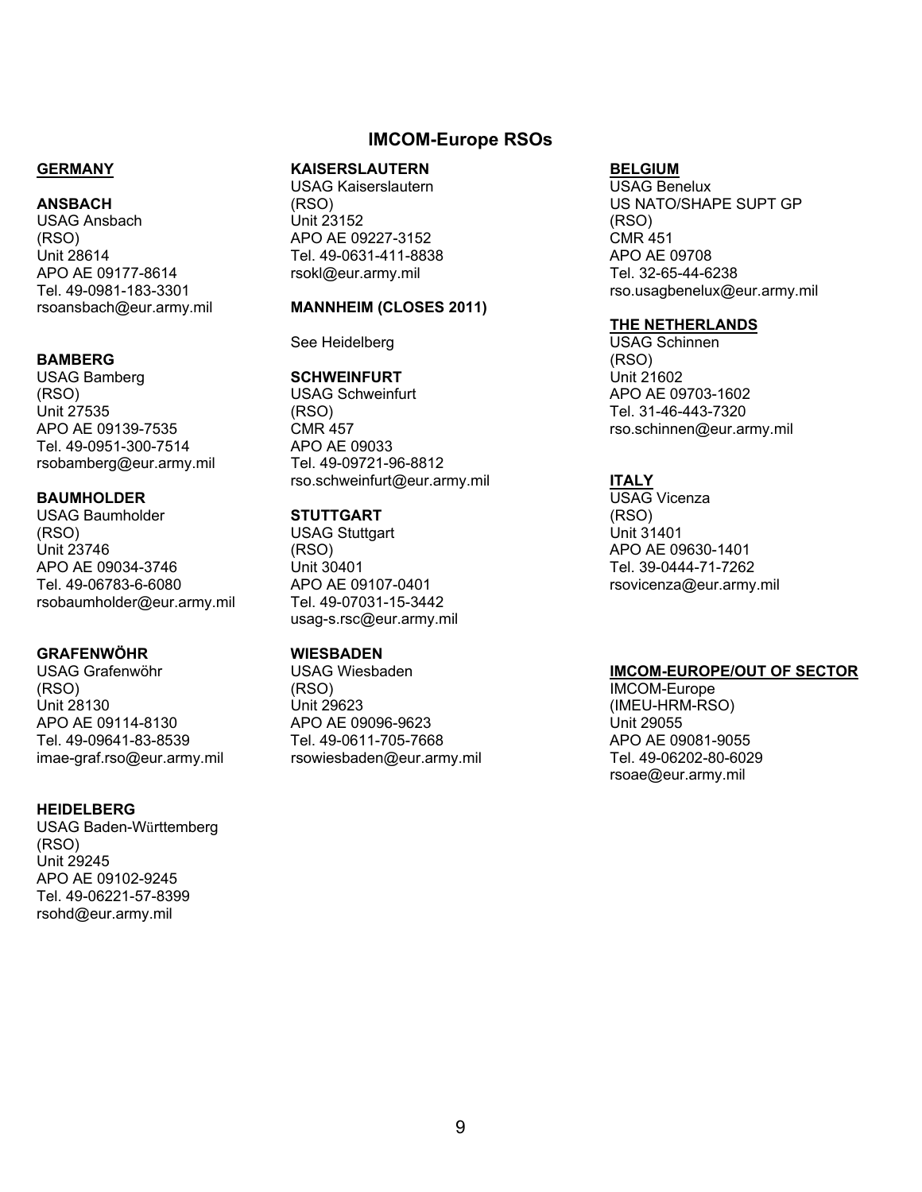## IMCOM-Europe RSOs

**GERMANY**

**ANSBACH**
USAG Ansbach
(RSO)
Unit 28614
APO AE 09177-8614
Tel. 49-0981-183-3301
rsoansbach@eur.army.mil

**BAMBERG**
USAG Bamberg
(RSO)
Unit 27535
APO AE 09139-7535
Tel. 49-0951-300-7514
rsobamberg@eur.army.mil

**BAUMHOLDER**
USAG Baumholder
(RSO)
Unit 23746
APO AE 09034-3746
Tel. 49-06783-6-6080
rsobaumholder@eur.army.mil

**GRAFENWÖHR**
USAG Grafenwöhr
(RSO)
Unit 28130
APO AE 09114-8130
Tel. 49-09641-83-8539
imae-graf.rso@eur.army.mil

**HEIDELBERG**
USAG Baden-Württemberg
(RSO)
Unit 29245
APO AE 09102-9245
Tel. 49-06221-57-8399
rsohd@eur.army.mil

**KAISERSLAUTERN**
USAG Kaiserslautern
(RSO)
Unit 23152
APO AE 09227-3152
Tel. 49-0631-411-8838
rsokl@eur.army.mil

**MANNHEIM (CLOSES 2011)**

See Heidelberg

**SCHWEINFURT**
USAG Schweinfurt
(RSO)
CMR 457
APO AE 09033
Tel. 49-09721-96-8812
rso.schweinfurt@eur.army.mil

**STUTTGART**
USAG Stuttgart
(RSO)
Unit 30401
APO AE 09107-0401
Tel. 49-07031-15-3442
usag-s.rsc@eur.army.mil

**WIESBADEN**
USAG Wiesbaden
(RSO)
Unit 29623
APO AE 09096-9623
Tel. 49-0611-705-7668
rsowiesbaden@eur.army.mil

**BELGIUM**
USAG Benelux
US NATO/SHAPE SUPT GP
(RSO)
CMR 451
APO AE 09708
Tel. 32-65-44-6238
rso.usagbenelux@eur.army.mil

**THE NETHERLANDS**
USAG Schinnen
(RSO)
Unit 21602
APO AE 09703-1602
Tel. 31-46-443-7320
rso.schinnen@eur.army.mil

**ITALY**
USAG Vicenza
(RSO)
Unit 31401
APO AE 09630-1401
Tel. 39-0444-71-7262
rsovicenza@eur.army.mil

**IMCOM-EUROPE/OUT OF SECTOR**
IMCOM-Europe
(IMEU-HRM-RSO)
Unit 29055
APO AE 09081-9055
Tel. 49-06202-80-6029
rsoae@eur.army.mil